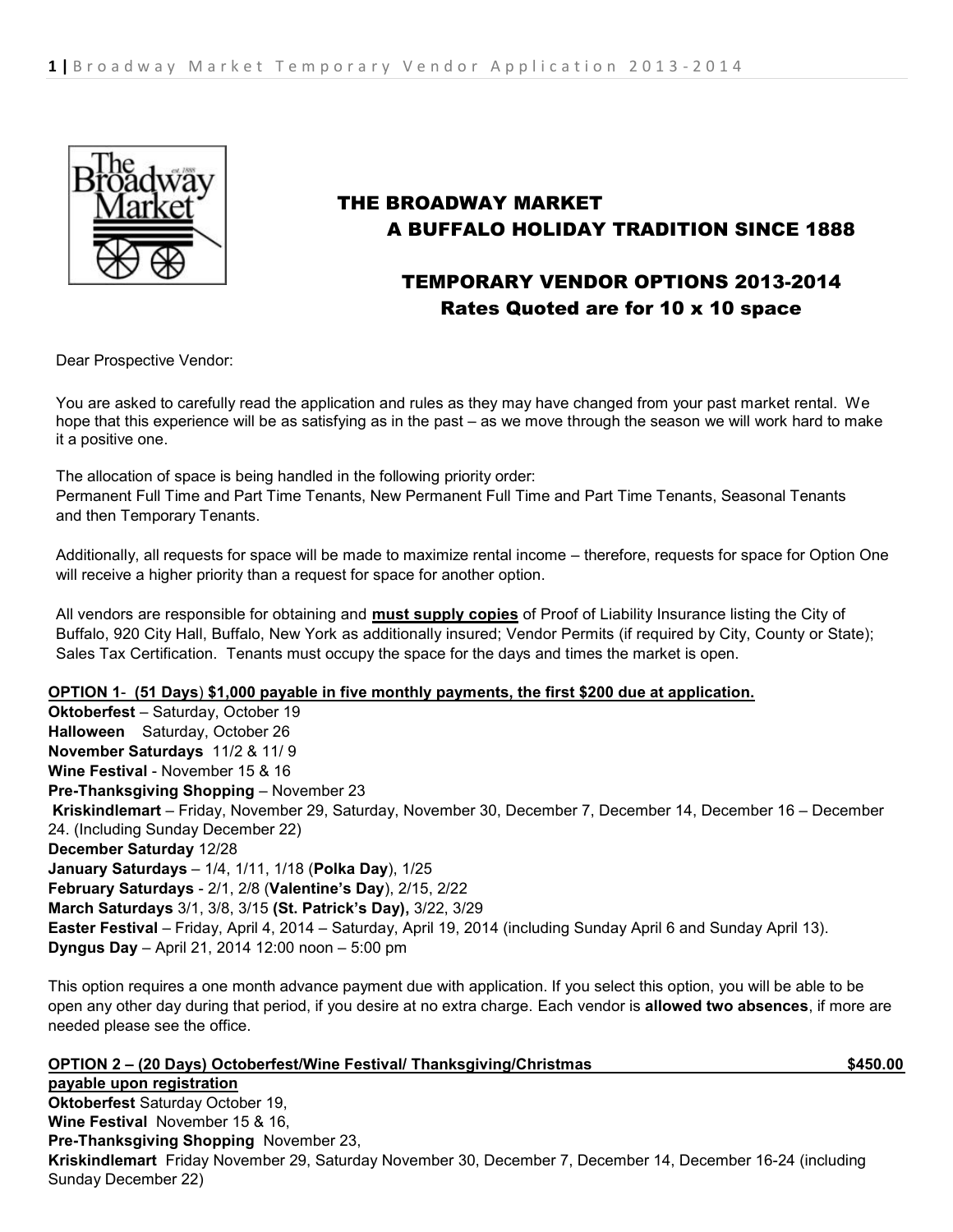# THE BROADWAY MARKET
## A BUFFALO HOLIDAY TRADITION SINCE 1888

## TEMPORARY VENDOR OPTIONS 2013-2014
### Rates Quoted are for 10 x 10 space

Dear Prospective Vendor:

You are asked to carefully read the application and rules as they may have changed from your past market rental. We hope that this experience will be as satisfying as in the past – as we move through the season we will work hard to make it a positive one.

The allocation of space is being handled in the following priority order:
Permanent Full Time and Part Time Tenants, New Permanent Full Time and Part Time Tenants, Seasonal Tenants and then Temporary Tenants.

Additionally, all requests for space will be made to maximize rental income – therefore, requests for space for Option One will receive a higher priority than a request for space for another option.

All vendors are responsible for obtaining and **must supply copies** of Proof of Liability Insurance listing the City of Buffalo, 920 City Hall, Buffalo, New York as additionally insured; Vendor Permits (if required by City, County or State); Sales Tax Certification. Tenants must occupy the space for the days and times the market is open.

**OPTION 1- (51 Days) $1,000 payable in five monthly payments, the first $200 due at application.**

**Oktoberfest** – Saturday, October 19
**Halloween** Saturday, October 26
**November Saturdays** 11/2 & 11/ 9
**Wine Festival** - November 15 & 16
**Pre-Thanksgiving Shopping** – November 23
**Kriskindlemart** – Friday, November 29, Saturday, November 30, December 7, December 14, December 16 – December 24. (Including Sunday December 22)
**December Saturday** 12/28
**January Saturdays** – 1/4, 1/11, 1/18 (**Polka Day**), 1/25
**February Saturdays** - 2/1, 2/8 (**Valentine's Day**), 2/15, 2/22
**March Saturdays** 3/1, 3/8, 3/15 **(St. Patrick's Day),** 3/22, 3/29
**Easter Festival** – Friday, April 4, 2014 – Saturday, April 19, 2014 (including Sunday April 6 and Sunday April 13).
**Dyngus Day** – April 21, 2014 12:00 noon – 5:00 pm

This option requires a one month advance payment due with application. If you select this option, you will be able to be open any other day during that period, if you desire at no extra charge. Each vendor is **allowed two absences**, if more are needed please see the office.

**OPTION 2 – (20 Days) Octoberfest/Wine Festival/ Thanksgiving/Christmas $450.00 payable upon registration**

**Oktoberfest** Saturday October 19,
**Wine Festival** November 15 & 16,
**Pre-Thanksgiving Shopping** November 23,
**Kriskindlemart** Friday November 29, Saturday November 30, December 7, December 14, December 16-24 (including Sunday December 22)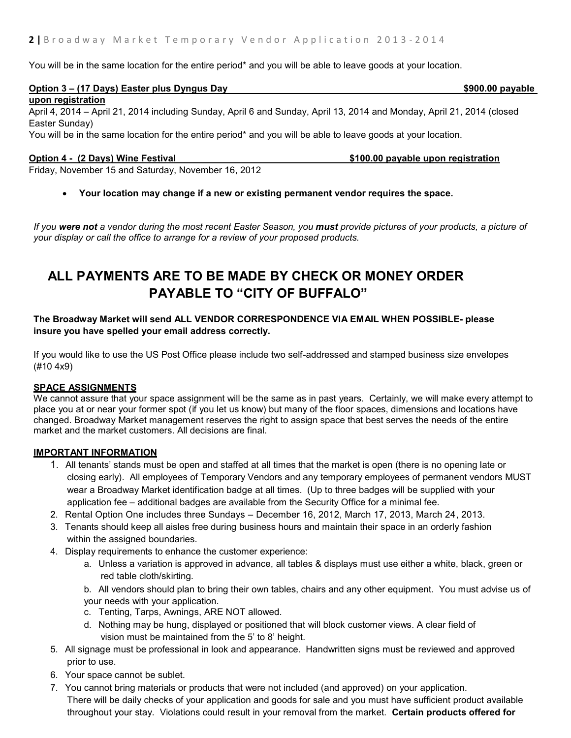You will be in the same location for the entire period* and you will be able to leave goods at your location.

**Option 3 – (17 Days) Easter plus Dyngus Day $900.00 payable upon registration**

April 4, 2014 – April 21, 2014 including Sunday, April 6 and Sunday, April 13, 2014 and Monday, April 21, 2014 (closed Easter Sunday)

You will be in the same location for the entire period* and you will be able to leave goods at your location.

**Option 4 - (2 Days) Wine Festival $100.00 payable upon registration**

Friday, November 15 and Saturday, November 16, 2012

- **Your location may change if a new or existing permanent vendor requires the space.**

*If you **were not** a vendor during the most recent Easter Season, you **must** provide pictures of your products, a picture of your display or call the office to arrange for a review of your proposed products.*

## ALL PAYMENTS ARE TO BE MADE BY CHECK OR MONEY ORDER PAYABLE TO "CITY OF BUFFALO"

**The Broadway Market will send ALL VENDOR CORRESPONDENCE VIA EMAIL WHEN POSSIBLE- please insure you have spelled your email address correctly.**

If you would like to use the US Post Office please include two self-addressed and stamped business size envelopes (#10 4x9)

**SPACE ASSIGNMENTS**

We cannot assure that your space assignment will be the same as in past years. Certainly, we will make every attempt to place you at or near your former spot (if you let us know) but many of the floor spaces, dimensions and locations have changed. Broadway Market management reserves the right to assign space that best serves the needs of the entire market and the market customers. All decisions are final.

**IMPORTANT INFORMATION**

1. All tenants' stands must be open and staffed at all times that the market is open (there is no opening late or closing early). All employees of Temporary Vendors and any temporary employees of permanent vendors MUST wear a Broadway Market identification badge at all times. (Up to three badges will be supplied with your application fee – additional badges are available from the Security Office for a minimal fee.
2. Rental Option One includes three Sundays – December 16, 2012, March 17, 2013, March 24, 2013.
3. Tenants should keep all aisles free during business hours and maintain their space in an orderly fashion within the assigned boundaries.
4. Display requirements to enhance the customer experience:
   a. Unless a variation is approved in advance, all tables & displays must use either a white, black, green or red table cloth/skirting.
   b. All vendors should plan to bring their own tables, chairs and any other equipment. You must advise us of your needs with your application.
   c. Tenting, Tarps, Awnings, ARE NOT allowed.
   d. Nothing may be hung, displayed or positioned that will block customer views. A clear field of vision must be maintained from the 5' to 8' height.
5. All signage must be professional in look and appearance. Handwritten signs must be reviewed and approved prior to use.
6. Your space cannot be sublet.
7. You cannot bring materials or products that were not included (and approved) on your application. There will be daily checks of your application and goods for sale and you must have sufficient product available throughout your stay. Violations could result in your removal from the market. **Certain products offered for**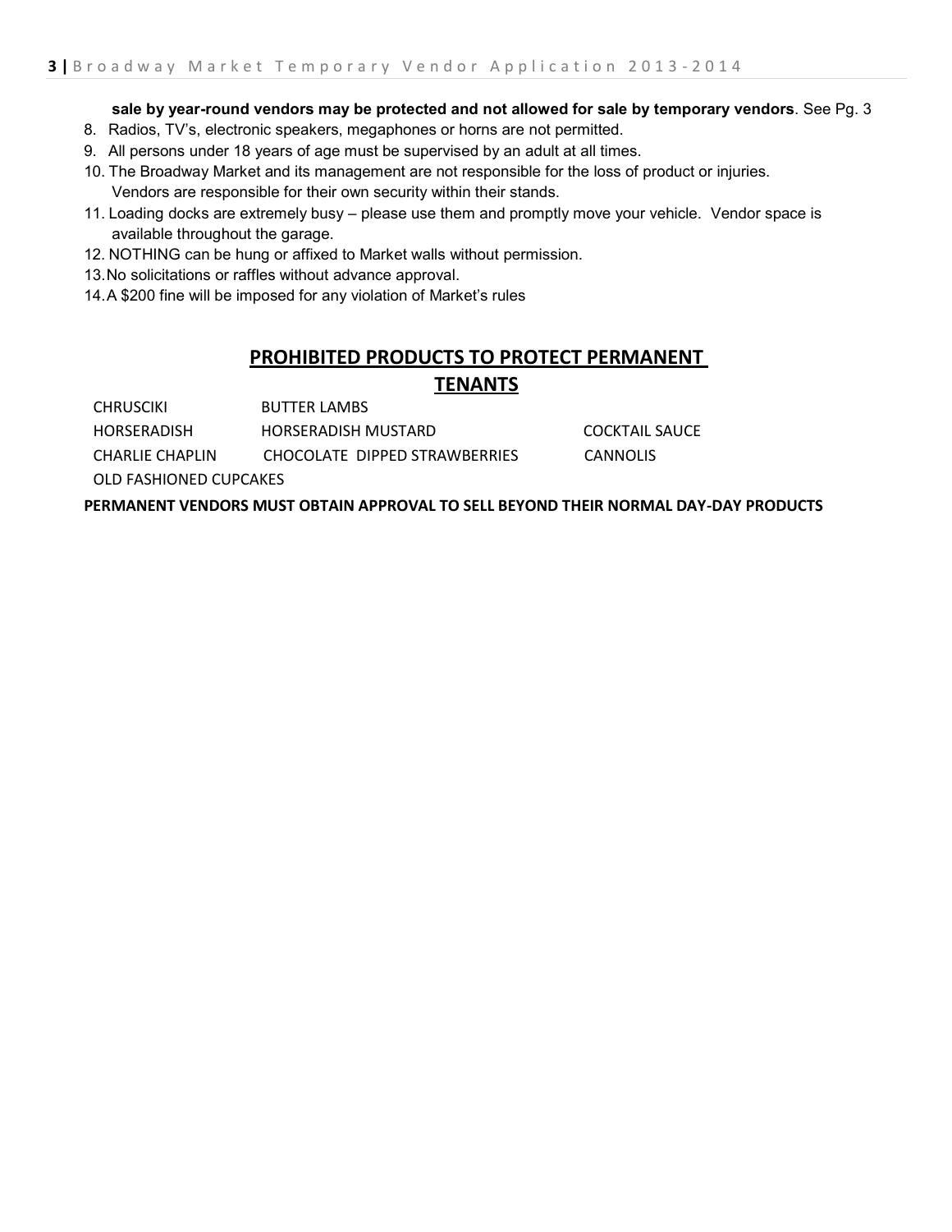**sale by year-round vendors may be protected and not allowed for sale by temporary vendors**. See Pg. 3

8. Radios, TV's, electronic speakers, megaphones or horns are not permitted.
9. All persons under 18 years of age must be supervised by an adult at all times.
10. The Broadway Market and its management are not responsible for the loss of product or injuries. Vendors are responsible for their own security within their stands.
11. Loading docks are extremely busy – please use them and promptly move your vehicle. Vendor space is available throughout the garage.
12. NOTHING can be hung or affixed to Market walls without permission.
13. No solicitations or raffles without advance approval.
14. A $200 fine will be imposed for any violation of Market's rules

## PROHIBITED PRODUCTS TO PROTECT PERMANENT TENANTS

| | | |
|---|---|---|
| CHRUSCIKI | BUTTER LAMBS | |
| HORSERADISH | HORSERADISH MUSTARD | COCKTAIL SAUCE |
| CHARLIE CHAPLIN | CHOCOLATE DIPPED STRAWBERRIES | CANNOLIS |
| OLD FASHIONED CUPCAKES | | |

**PERMANENT VENDORS MUST OBTAIN APPROVAL TO SELL BEYOND THEIR NORMAL DAY-DAY PRODUCTS**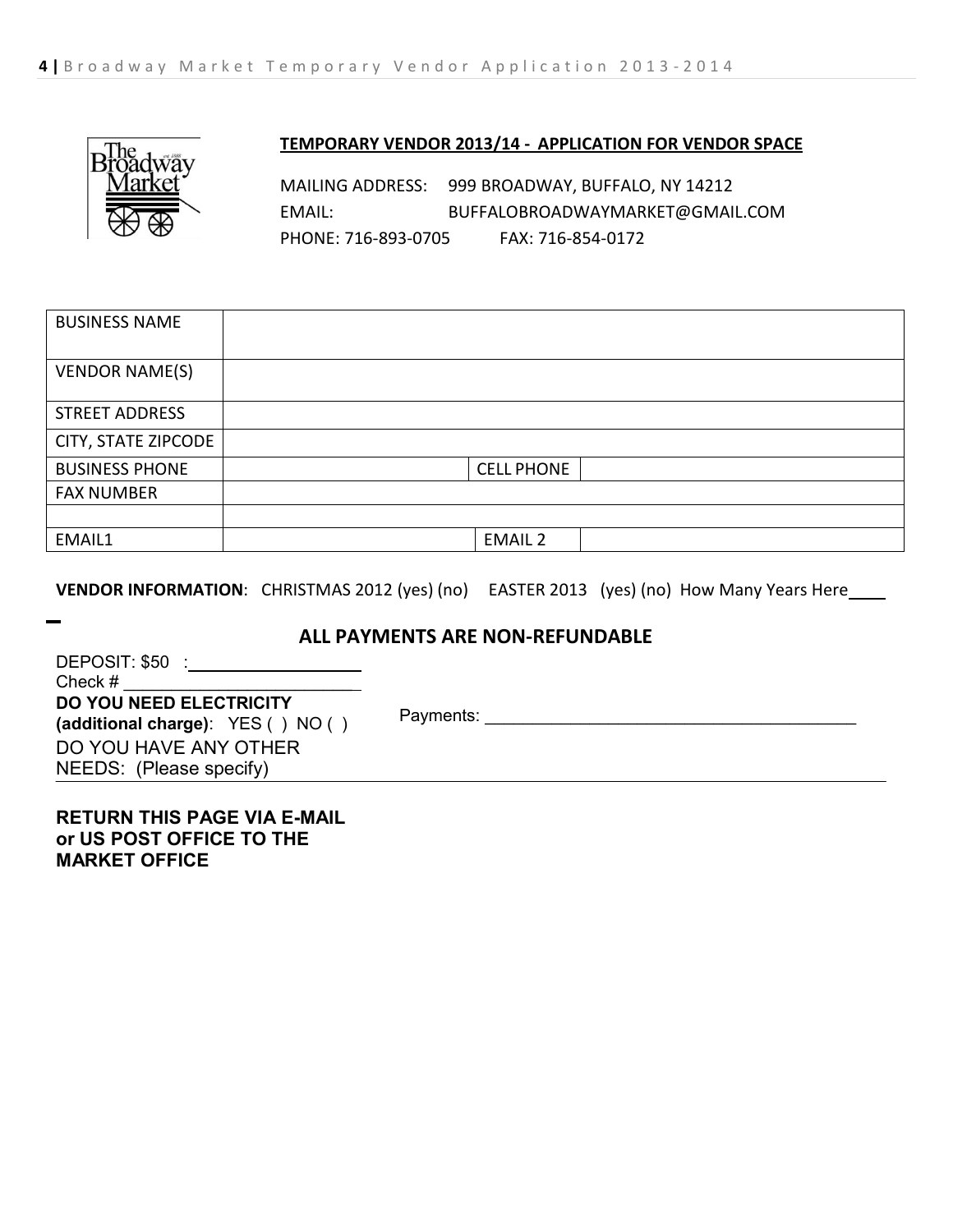## TEMPORARY VENDOR 2013/14 - APPLICATION FOR VENDOR SPACE

MAILING ADDRESS: 999 BROADWAY, BUFFALO, NY 14212
EMAIL: BUFFALOBROADWAYMARKET@GMAIL.COM
PHONE: 716-893-0705 FAX: 716-854-0172

| BUSINESS NAME | | | |
|---|---|---|---|
| VENDOR NAME(S) | | | |
| STREET ADDRESS | | | |
| CITY, STATE ZIPCODE | | | |
| BUSINESS PHONE | | CELL PHONE | |
| FAX NUMBER | | | |
| | | | |
| EMAIL1 | | EMAIL 2 | |

**VENDOR INFORMATION**: CHRISTMAS 2012 (yes) (no) EASTER 2013 (yes) (no) How Many Years Here____

### ALL PAYMENTS ARE NON-REFUNDABLE

DEPOSIT: $50 :__________________
Check # ________________________

**DO YOU NEED ELECTRICITY (additional charge)**: YES ( ) NO ( )

Payments: ________________________________________

DO YOU HAVE ANY OTHER NEEDS: (Please specify)

**RETURN THIS PAGE VIA E-MAIL or US POST OFFICE TO THE MARKET OFFICE**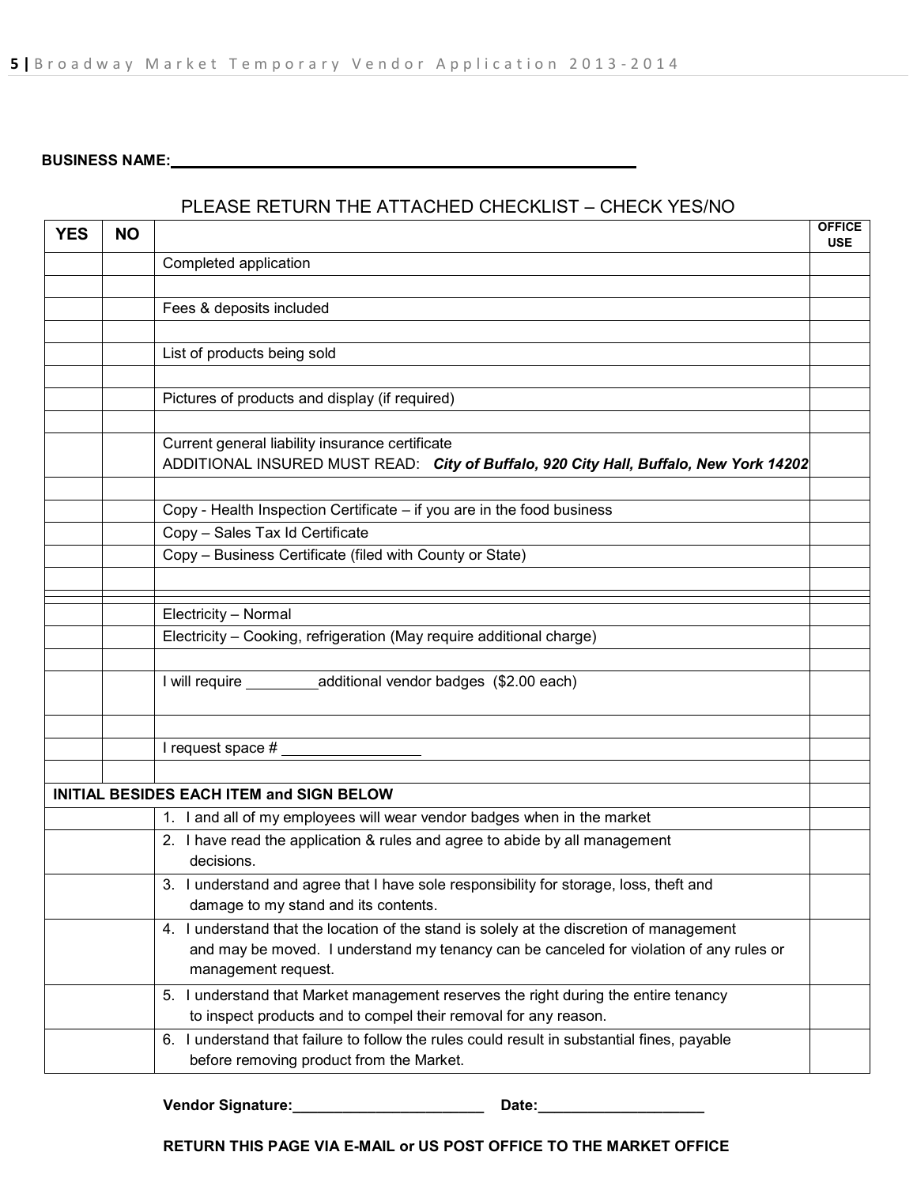**BUSINESS NAME:**\_\_\_\_\_\_\_\_\_\_\_\_\_\_\_\_\_\_\_\_\_\_\_\_\_\_\_\_\_\_\_\_\_\_\_\_\_\_\_\_\_\_\_\_\_\_\_\_\_\_\_\_

PLEASE RETURN THE ATTACHED CHECKLIST – CHECK YES/NO

| YES | NO | | OFFICE USE |
|---|---|---|---|
| | | Completed application | |
| | | | |
| | | Fees & deposits included | |
| | | | |
| | | List of products being sold | |
| | | | |
| | | Pictures of products and display (if required) | |
| | | | |
| | | Current general liability insurance certificate<br>ADDITIONAL INSURED MUST READ: ***City of Buffalo, 920 City Hall, Buffalo, New York 14202*** | |
| | | | |
| | | Copy - Health Inspection Certificate – if you are in the food business | |
| | | Copy – Sales Tax Id Certificate | |
| | | Copy – Business Certificate (filed with County or State) | |
| | | | |
| | | | |
| | | Electricity – Normal | |
| | | Electricity – Cooking, refrigeration (May require additional charge) | |
| | | | |
| | | I will require \_\_\_\_\_\_\_\_\_additional vendor badges ($2.00 each) | |
| | | | |
| | | I request space # \_\_\_\_\_\_\_\_\_\_\_\_\_\_\_\_\_ | |
| | | | |
| **INITIAL BESIDES EACH ITEM and SIGN BELOW** | | | |
| | | 1. I and all of my employees will wear vendor badges when in the market | |
| | | 2. I have read the application & rules and agree to abide by all management decisions. | |
| | | 3. I understand and agree that I have sole responsibility for storage, loss, theft and damage to my stand and its contents. | |
| | | 4. I understand that the location of the stand is solely at the discretion of management and may be moved. I understand my tenancy can be canceled for violation of any rules or management request. | |
| | | 5. I understand that Market management reserves the right during the entire tenancy to inspect products and to compel their removal for any reason. | |
| | | 6. I understand that failure to follow the rules could result in substantial fines, payable before removing product from the Market. | |

**Vendor Signature:**\_\_\_\_\_\_\_\_\_\_\_\_\_\_\_\_\_\_\_\_\_\_\_ **Date:**\_\_\_\_\_\_\_\_\_\_\_\_\_\_\_\_\_\_\_\_

**RETURN THIS PAGE VIA E-MAIL or US POST OFFICE TO THE MARKET OFFICE**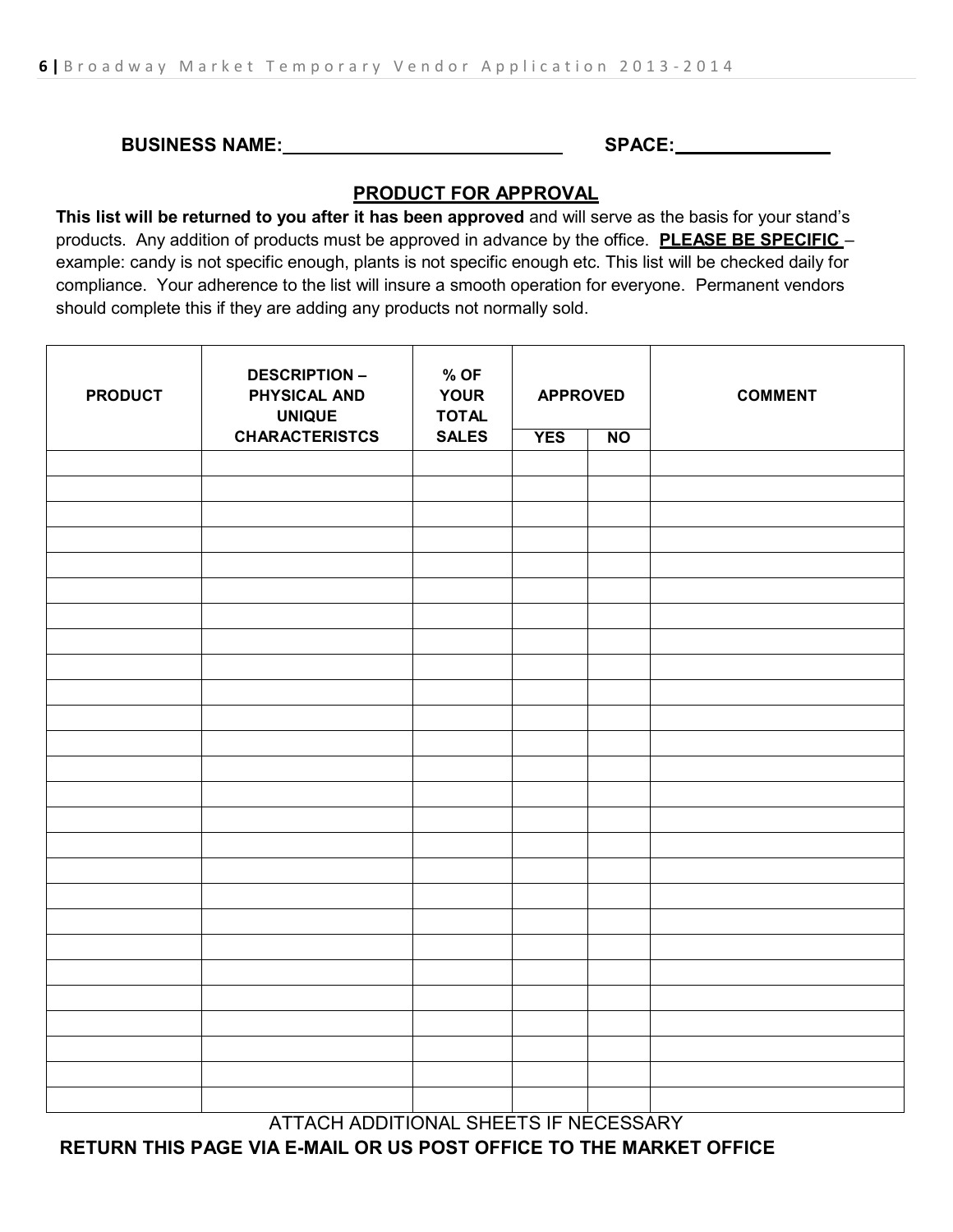**BUSINESS NAME:** ______________________________ **SPACE:** ________________

## PRODUCT FOR APPROVAL

**This list will be returned to you after it has been approved** and will serve as the basis for your stand's products. Any addition of products must be approved in advance by the office. **PLEASE BE SPECIFIC** – example: candy is not specific enough, plants is not specific enough etc. This list will be checked daily for compliance. Your adherence to the list will insure a smooth operation for everyone. Permanent vendors should complete this if they are adding any products not normally sold.

| PRODUCT | DESCRIPTION – PHYSICAL AND UNIQUE CHARACTERISTCS | % OF YOUR TOTAL SALES | APPROVED | | COMMENT |
|---|---|---|---|---|---|
| | | | YES | NO | |
| | | | | | |
| | | | | | |
| | | | | | |
| | | | | | |
| | | | | | |
| | | | | | |
| | | | | | |
| | | | | | |
| | | | | | |
| | | | | | |
| | | | | | |
| | | | | | |
| | | | | | |
| | | | | | |
| | | | | | |
| | | | | | |
| | | | | | |
| | | | | | |
| | | | | | |
| | | | | | |
| | | | | | |
| | | | | | |
| | | | | | |
| | | | | | |
| | | | | | |
| | | | | | |

ATTACH ADDITIONAL SHEETS IF NECESSARY

**RETURN THIS PAGE VIA E-MAIL OR US POST OFFICE TO THE MARKET OFFICE**